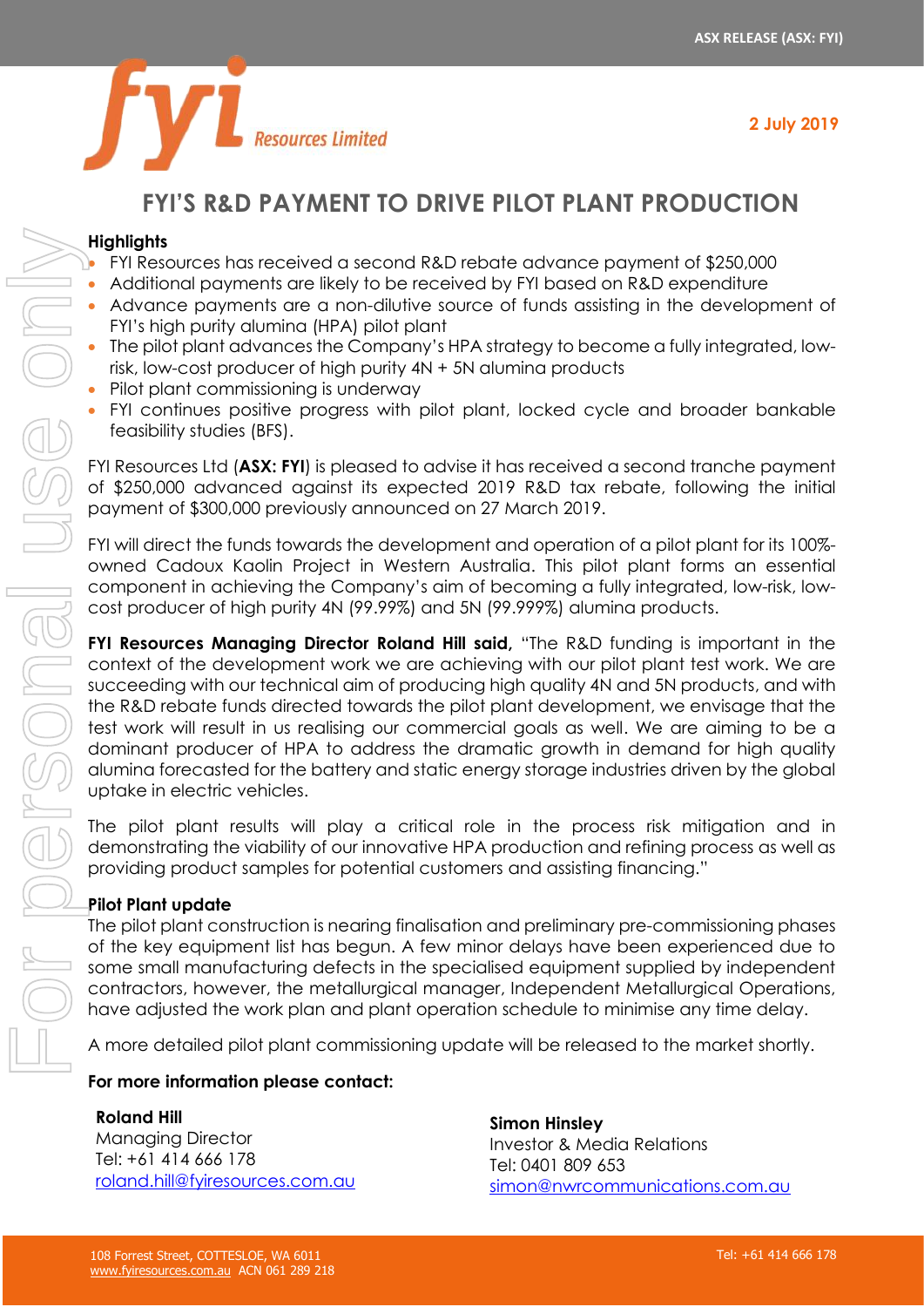ASX RELEASE (ASX: FYI)

2 July 2019

# FYI'S R&D PAYMENT TO DRIVE PILOT PLANT PRODUCTION

**Highlights**

- FYI Resources has received a second R&D rebate advance payment of $250,000
- Additional payments are likely to be received by FYI based on R&D expenditure
- Advance payments are a non-dilutive source of funds assisting in the development of FYI's high purity alumina (HPA) pilot plant
- The pilot plant advances the Company's HPA strategy to become a fully integrated, low-risk, low-cost producer of high purity 4N + 5N alumina products
- Pilot plant commissioning is underway
- FYI continues positive progress with pilot plant, locked cycle and broader bankable feasibility studies (BFS).

FYI Resources Ltd (**ASX: FYI**) is pleased to advise it has received a second tranche payment of $250,000 advanced against its expected 2019 R&D tax rebate, following the initial payment of $300,000 previously announced on 27 March 2019.

FYI will direct the funds towards the development and operation of a pilot plant for its 100%-owned Cadoux Kaolin Project in Western Australia. This pilot plant forms an essential component in achieving the Company's aim of becoming a fully integrated, low-risk, low-cost producer of high purity 4N (99.99%) and 5N (99.999%) alumina products.

**FYI Resources Managing Director Roland Hill said,** "The R&D funding is important in the context of the development work we are achieving with our pilot plant test work. We are succeeding with our technical aim of producing high quality 4N and 5N products, and with the R&D rebate funds directed towards the pilot plant development, we envisage that the test work will result in us realising our commercial goals as well. We are aiming to be a dominant producer of HPA to address the dramatic growth in demand for high quality alumina forecasted for the battery and static energy storage industries driven by the global uptake in electric vehicles.

The pilot plant results will play a critical role in the process risk mitigation and in demonstrating the viability of our innovative HPA production and refining process as well as providing product samples for potential customers and assisting financing."

**Pilot Plant update**

The pilot plant construction is nearing finalisation and preliminary pre-commissioning phases of the key equipment list has begun. A few minor delays have been experienced due to some small manufacturing defects in the specialised equipment supplied by independent contractors, however, the metallurgical manager, Independent Metallurgical Operations, have adjusted the work plan and plant operation schedule to minimise any time delay.

A more detailed pilot plant commissioning update will be released to the market shortly.

**For more information please contact:**

**Roland Hill**
Managing Director
Tel: +61 414 666 178
roland.hill@fyiresources.com.au

**Simon Hinsley**
Investor & Media Relations
Tel: 0401 809 653
simon@nwrcommunications.com.au

108 Forrest Street, COTTESLOE, WA 6011
www.fyiresources.com.au ACN 061 289 218
Tel: +61 414 666 178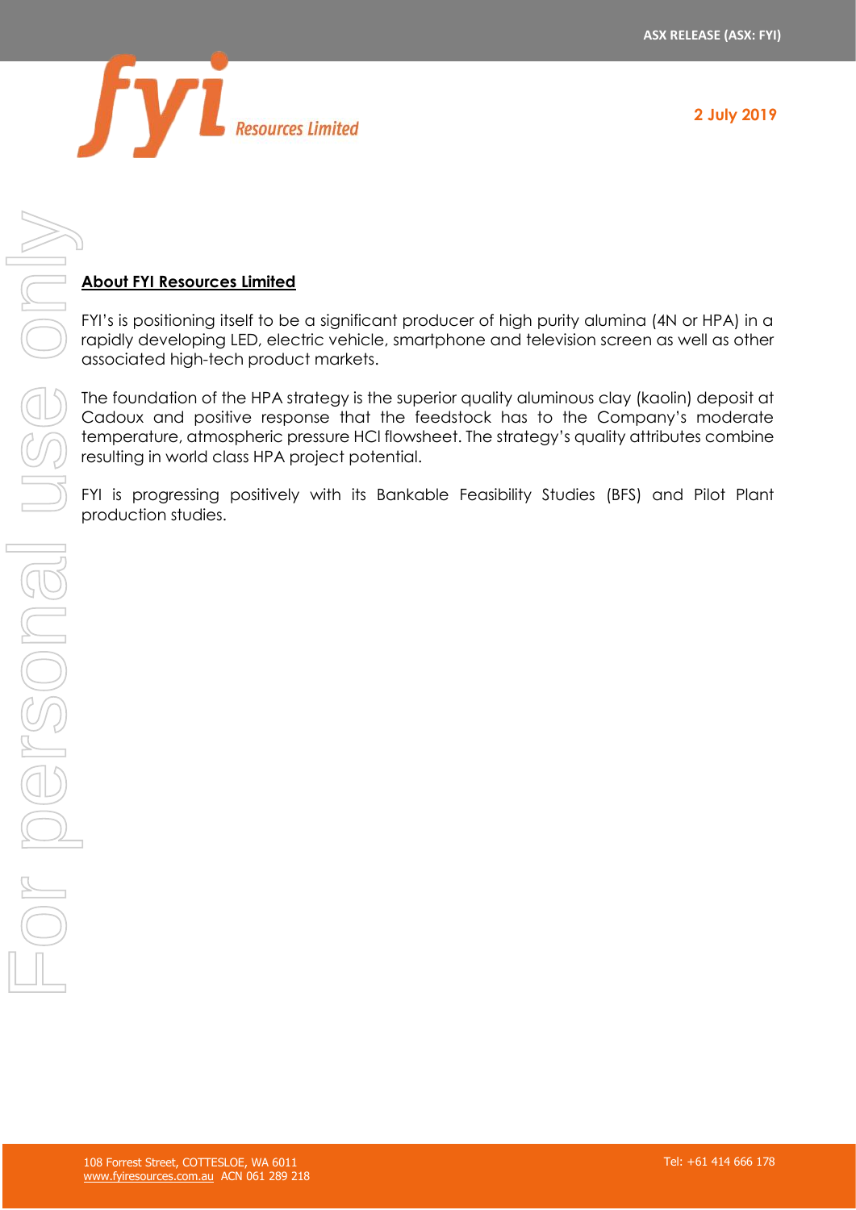## About FYI Resources Limited

FYI's is positioning itself to be a significant producer of high purity alumina (4N or HPA) in a rapidly developing LED, electric vehicle, smartphone and television screen as well as other associated high-tech product markets.

The foundation of the HPA strategy is the superior quality aluminous clay (kaolin) deposit at Cadoux and positive response that the feedstock has to the Company's moderate temperature, atmospheric pressure HCl flowsheet. The strategy's quality attributes combine resulting in world class HPA project potential.

FYI is progressing positively with its Bankable Feasibility Studies (BFS) and Pilot Plant production studies.